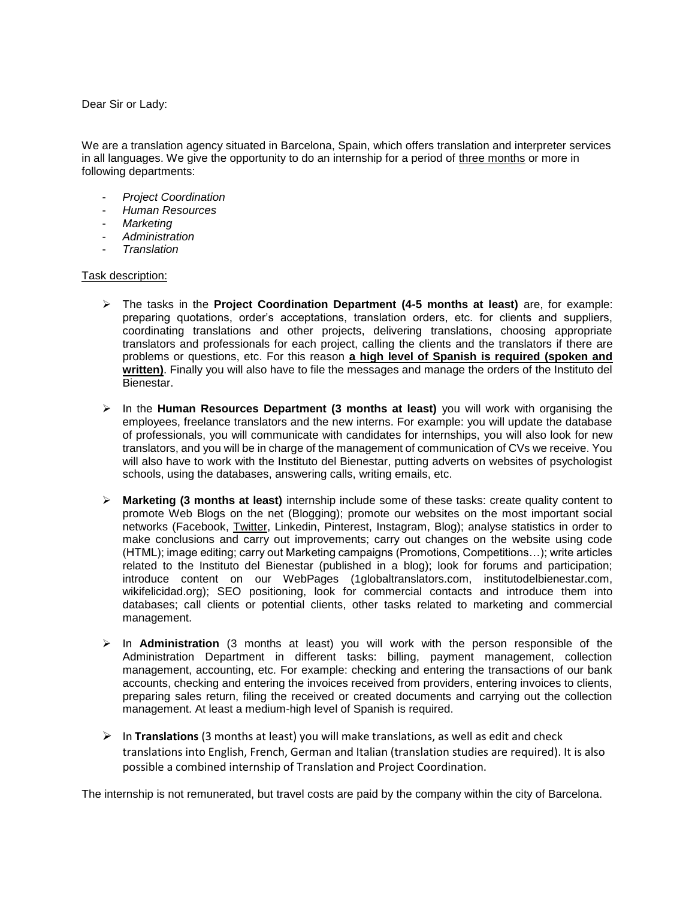Dear Sir or Lady:

We are a translation agency situated in Barcelona, Spain, which offers translation and interpreter services in all languages. We give the opportunity to do an internship for a period of three months or more in following departments:

- *Project Coordination*
- *Human Resources*
- *Marketing*
- *Administration*
- *Translation*

Task description:

- The tasks in the **Project Coordination Department (4-5 months at least)** are, for example: preparing quotations, order's acceptations, translation orders, etc. for clients and suppliers, coordinating translations and other projects, delivering translations, choosing appropriate translators and professionals for each project, calling the clients and the translators if there are problems or questions, etc. For this reason **a high level of Spanish is required (spoken and written)**. Finally you will also have to file the messages and manage the orders of the Instituto del Bienestar.

- In the **Human Resources Department (3 months at least)** you will work with organising the employees, freelance translators and the new interns. For example: you will update the database of professionals, you will communicate with candidates for internships, you will also look for new translators, and you will be in charge of the management of communication of CVs we receive. You will also have to work with the Instituto del Bienestar, putting adverts on websites of psychologist schools, using the databases, answering calls, writing emails, etc.

- **Marketing (3 months at least)** internship include some of these tasks: create quality content to promote Web Blogs on the net (Blogging); promote our websites on the most important social networks (Facebook, Twitter, Linkedin, Pinterest, Instagram, Blog); analyse statistics in order to make conclusions and carry out improvements; carry out changes on the website using code (HTML); image editing; carry out Marketing campaigns (Promotions, Competitions…); write articles related to the Instituto del Bienestar (published in a blog); look for forums and participation; introduce content on our WebPages (1globaltranslators.com, institutodelbienestar.com, wikifelicidad.org); SEO positioning, look for commercial contacts and introduce them into databases; call clients or potential clients, other tasks related to marketing and commercial management.

- In **Administration** (3 months at least) you will work with the person responsible of the Administration Department in different tasks: billing, payment management, collection management, accounting, etc. For example: checking and entering the transactions of our bank accounts, checking and entering the invoices received from providers, entering invoices to clients, preparing sales return, filing the received or created documents and carrying out the collection management. At least a medium-high level of Spanish is required.

- In **Translations** (3 months at least) you will make translations, as well as edit and check translations into English, French, German and Italian (translation studies are required). It is also possible a combined internship of Translation and Project Coordination.

The internship is not remunerated, but travel costs are paid by the company within the city of Barcelona.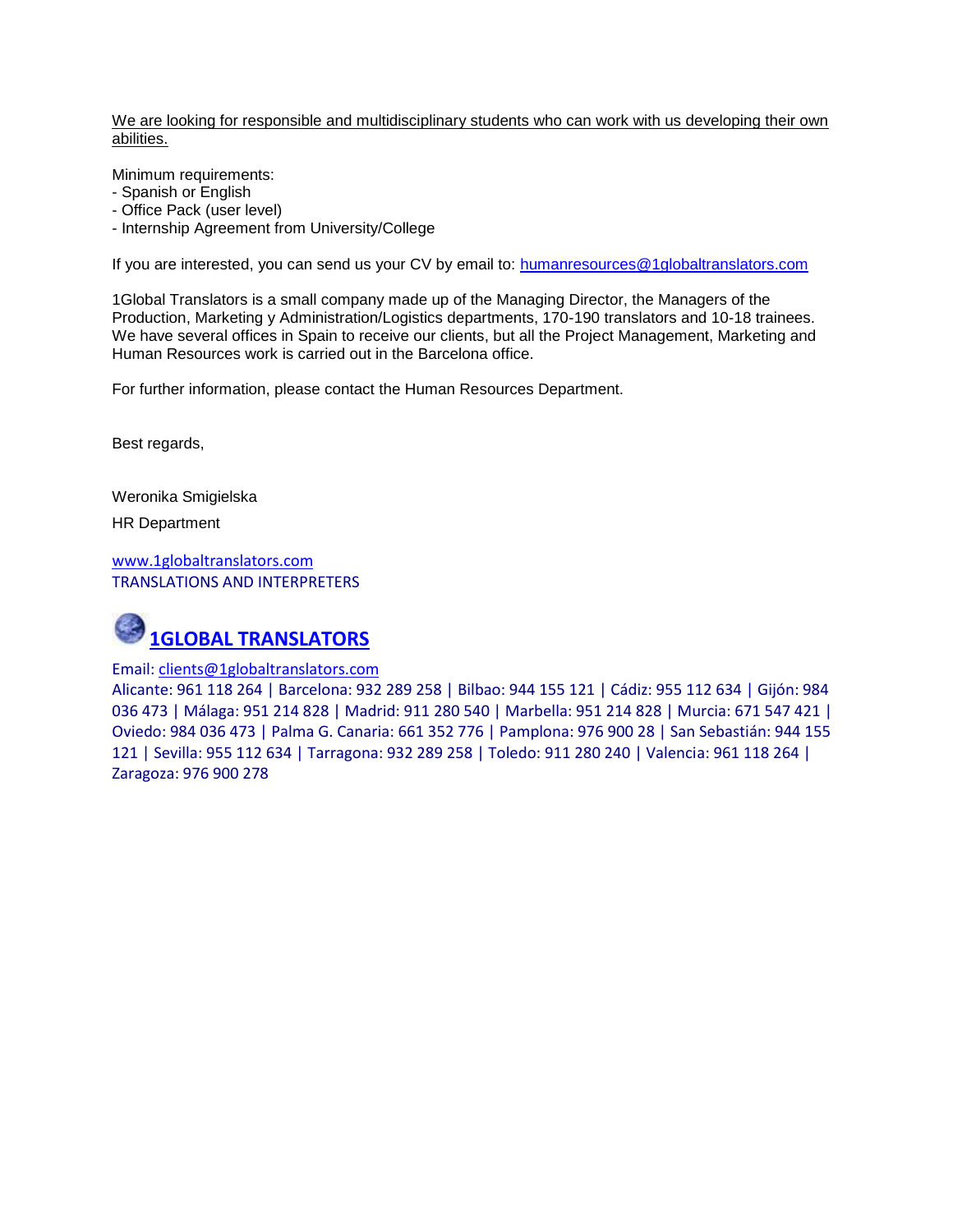We are looking for responsible and multidisciplinary students who can work with us developing their own abilities.

Minimum requirements:
- Spanish or English
- Office Pack (user level)
- Internship Agreement from University/College

If you are interested, you can send us your CV by email to: humanresources@1globaltranslators.com

1Global Translators is a small company made up of the Managing Director, the Managers of the Production, Marketing y Administration/Logistics departments, 170-190 translators and 10-18 trainees. We have several offices in Spain to receive our clients, but all the Project Management, Marketing and Human Resources work is carried out in the Barcelona office.

For further information, please contact the Human Resources Department.

Best regards,

Weronika Smigielska

HR Department

www.1globaltranslators.com
TRANSLATIONS AND INTERPRETERS

**1GLOBAL TRANSLATORS**

Email: clients@1globaltranslators.com
Alicante: 961 118 264 | Barcelona: 932 289 258 | Bilbao: 944 155 121 | Cádiz: 955 112 634 | Gijón: 984 036 473 | Málaga: 951 214 828 | Madrid: 911 280 540 | Marbella: 951 214 828 | Murcia: 671 547 421 | Oviedo: 984 036 473 | Palma G. Canaria: 661 352 776 | Pamplona: 976 900 28 | San Sebastián: 944 155 121 | Sevilla: 955 112 634 | Tarragona: 932 289 258 | Toledo: 911 280 240 | Valencia: 961 118 264 | Zaragoza: 976 900 278